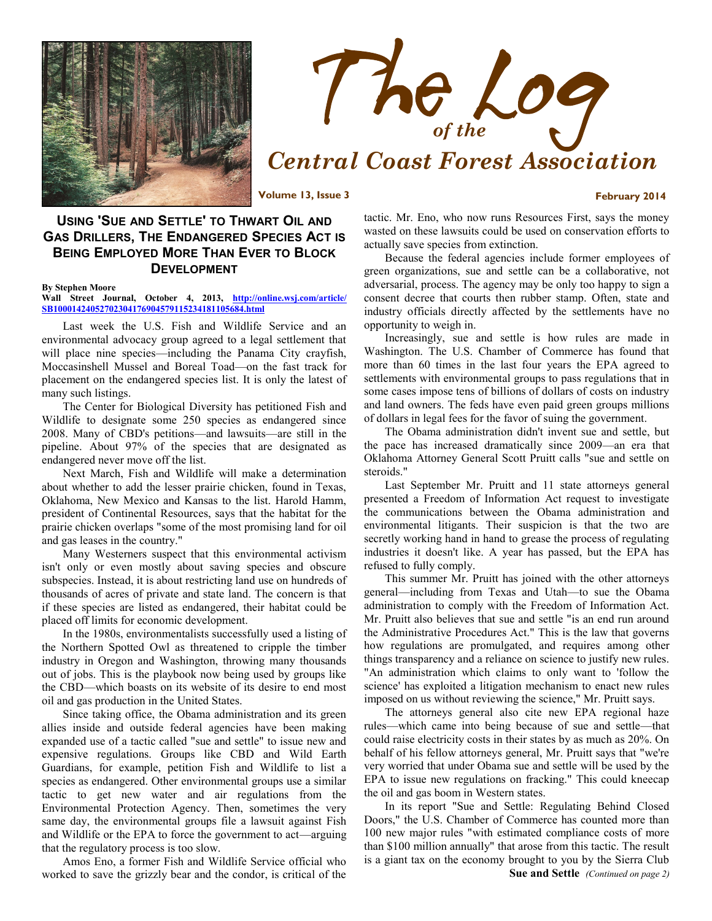# The Log *of the* Central Coast Forest Association

**Volume 13, Issue 3** **February 2014**

## Using 'Sue and Settle' to Thwart Oil and Gas Drillers, The Endangered Species Act is Being Employed More Than Ever to Block Development

**By Stephen Moore**
**Wall Street Journal, October 4, 2013, http://online.wsj.com/article/SB10001424052702304176904579115234181105684.html**

Last week the U.S. Fish and Wildlife Service and an environmental advocacy group agreed to a legal settlement that will place nine species—including the Panama City crayfish, Moccasinshell Mussel and Boreal Toad—on the fast track for placement on the endangered species list. It is only the latest of many such listings.

The Center for Biological Diversity has petitioned Fish and Wildlife to designate some 250 species as endangered since 2008. Many of CBD's petitions—and lawsuits—are still in the pipeline. About 97% of the species that are designated as endangered never move off the list.

Next March, Fish and Wildlife will make a determination about whether to add the lesser prairie chicken, found in Texas, Oklahoma, New Mexico and Kansas to the list. Harold Hamm, president of Continental Resources, says that the habitat for the prairie chicken overlaps "some of the most promising land for oil and gas leases in the country."

Many Westerners suspect that this environmental activism isn't only or even mostly about saving species and obscure subspecies. Instead, it is about restricting land use on hundreds of thousands of acres of private and state land. The concern is that if these species are listed as endangered, their habitat could be placed off limits for economic development.

In the 1980s, environmentalists successfully used a listing of the Northern Spotted Owl as threatened to cripple the timber industry in Oregon and Washington, throwing many thousands out of jobs. This is the playbook now being used by groups like the CBD—which boasts on its website of its desire to end most oil and gas production in the United States.

Since taking office, the Obama administration and its green allies inside and outside federal agencies have been making expanded use of a tactic called "sue and settle" to issue new and expensive regulations. Groups like CBD and Wild Earth Guardians, for example, petition Fish and Wildlife to list a species as endangered. Other environmental groups use a similar tactic to get new water and air regulations from the Environmental Protection Agency. Then, sometimes the very same day, the environmental groups file a lawsuit against Fish and Wildlife or the EPA to force the government to act—arguing that the regulatory process is too slow.

Amos Eno, a former Fish and Wildlife Service official who worked to save the grizzly bear and the condor, is critical of the tactic. Mr. Eno, who now runs Resources First, says the money wasted on these lawsuits could be used on conservation efforts to actually save species from extinction.

Because the federal agencies include former employees of green organizations, sue and settle can be a collaborative, not adversarial, process. The agency may be only too happy to sign a consent decree that courts then rubber stamp. Often, state and industry officials directly affected by the settlements have no opportunity to weigh in.

Increasingly, sue and settle is how rules are made in Washington. The U.S. Chamber of Commerce has found that more than 60 times in the last four years the EPA agreed to settlements with environmental groups to pass regulations that in some cases impose tens of billions of dollars of costs on industry and land owners. The feds have even paid green groups millions of dollars in legal fees for the favor of suing the government.

The Obama administration didn't invent sue and settle, but the pace has increased dramatically since 2009—an era that Oklahoma Attorney General Scott Pruitt calls "sue and settle on steroids."

Last September Mr. Pruitt and 11 state attorneys general presented a Freedom of Information Act request to investigate the communications between the Obama administration and environmental litigants. Their suspicion is that the two are secretly working hand in hand to grease the process of regulating industries it doesn't like. A year has passed, but the EPA has refused to fully comply.

This summer Mr. Pruitt has joined with the other attorneys general—including from Texas and Utah—to sue the Obama administration to comply with the Freedom of Information Act. Mr. Pruitt also believes that sue and settle "is an end run around the Administrative Procedures Act." This is the law that governs how regulations are promulgated, and requires among other things transparency and a reliance on science to justify new rules. "An administration which claims to only want to 'follow the science' has exploited a litigation mechanism to enact new rules imposed on us without reviewing the science," Mr. Pruitt says.

The attorneys general also cite new EPA regional haze rules—which came into being because of sue and settle—that could raise electricity costs in their states by as much as 20%. On behalf of his fellow attorneys general, Mr. Pruitt says that "we're very worried that under Obama sue and settle will be used by the EPA to issue new regulations on fracking." This could kneecap the oil and gas boom in Western states.

In its report "Sue and Settle: Regulating Behind Closed Doors," the U.S. Chamber of Commerce has counted more than 100 new major rules "with estimated compliance costs of more than $100 million annually" that arose from this tactic. The result is a giant tax on the economy brought to you by the Sierra Club

**Sue and Settle** *(Continued on page 2)*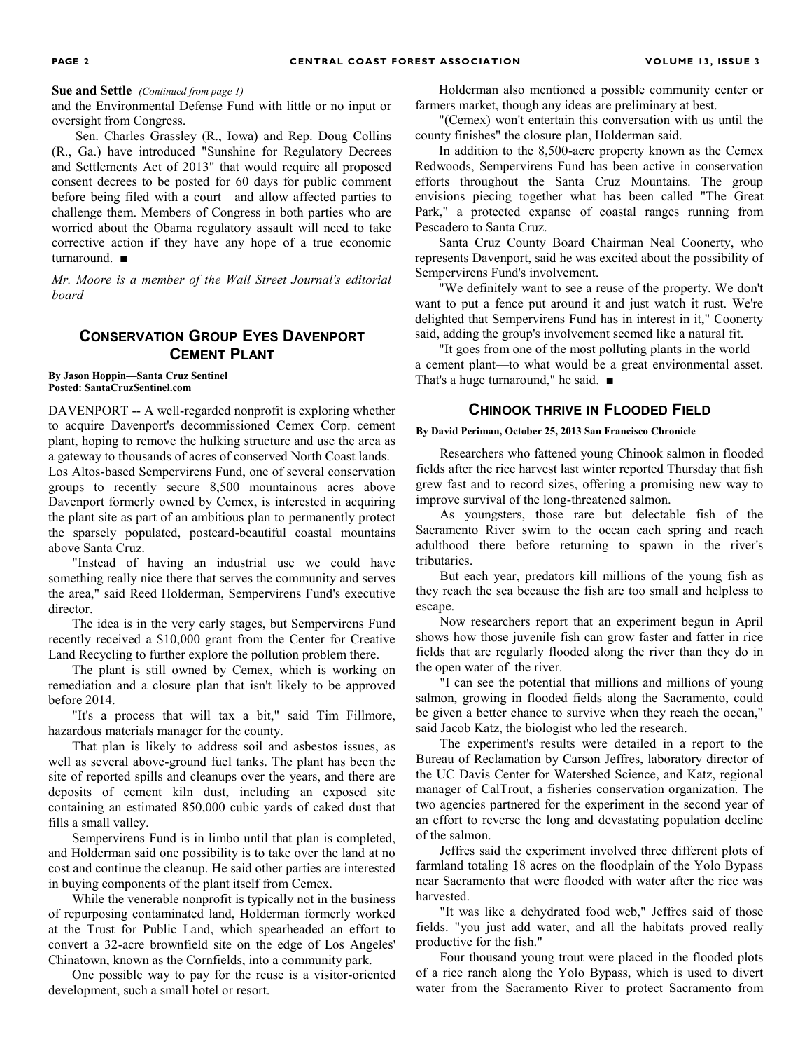**Sue and Settle** *(Continued from page 1)*

and the Environmental Defense Fund with little or no input or oversight from Congress.

Sen. Charles Grassley (R., Iowa) and Rep. Doug Collins (R., Ga.) have introduced "Sunshine for Regulatory Decrees and Settlements Act of 2013" that would require all proposed consent decrees to be posted for 60 days for public comment before being filed with a court—and allow affected parties to challenge them. Members of Congress in both parties who are worried about the Obama regulatory assault will need to take corrective action if they have any hope of a true economic turnaround. ■

*Mr. Moore is a member of the Wall Street Journal's editorial board*

## Conservation Group Eyes Davenport Cement Plant

**By Jason Hoppin—Santa Cruz Sentinel**
**Posted: SantaCruzSentinel.com**

DAVENPORT -- A well-regarded nonprofit is exploring whether to acquire Davenport's decommissioned Cemex Corp. cement plant, hoping to remove the hulking structure and use the area as a gateway to thousands of acres of conserved North Coast lands.

Los Altos-based Sempervirens Fund, one of several conservation groups to recently secure 8,500 mountainous acres above Davenport formerly owned by Cemex, is interested in acquiring the plant site as part of an ambitious plan to permanently protect the sparsely populated, postcard-beautiful coastal mountains above Santa Cruz.

"Instead of having an industrial use we could have something really nice there that serves the community and serves the area," said Reed Holderman, Sempervirens Fund's executive director.

The idea is in the very early stages, but Sempervirens Fund recently received a $10,000 grant from the Center for Creative Land Recycling to further explore the pollution problem there.

The plant is still owned by Cemex, which is working on remediation and a closure plan that isn't likely to be approved before 2014.

"It's a process that will tax a bit," said Tim Fillmore, hazardous materials manager for the county.

That plan is likely to address soil and asbestos issues, as well as several above-ground fuel tanks. The plant has been the site of reported spills and cleanups over the years, and there are deposits of cement kiln dust, including an exposed site containing an estimated 850,000 cubic yards of caked dust that fills a small valley.

Sempervirens Fund is in limbo until that plan is completed, and Holderman said one possibility is to take over the land at no cost and continue the cleanup. He said other parties are interested in buying components of the plant itself from Cemex.

While the venerable nonprofit is typically not in the business of repurposing contaminated land, Holderman formerly worked at the Trust for Public Land, which spearheaded an effort to convert a 32-acre brownfield site on the edge of Los Angeles' Chinatown, known as the Cornfields, into a community park.

One possible way to pay for the reuse is a visitor-oriented development, such a small hotel or resort.

Holderman also mentioned a possible community center or farmers market, though any ideas are preliminary at best.

"(Cemex) won't entertain this conversation with us until the county finishes" the closure plan, Holderman said.

In addition to the 8,500-acre property known as the Cemex Redwoods, Sempervirens Fund has been active in conservation efforts throughout the Santa Cruz Mountains. The group envisions piecing together what has been called "The Great Park," a protected expanse of coastal ranges running from Pescadero to Santa Cruz.

Santa Cruz County Board Chairman Neal Coonerty, who represents Davenport, said he was excited about the possibility of Sempervirens Fund's involvement.

"We definitely want to see a reuse of the property. We don't want to put a fence put around it and just watch it rust. We're delighted that Sempervirens Fund has in interest in it," Coonerty said, adding the group's involvement seemed like a natural fit.

"It goes from one of the most polluting plants in the world—a cement plant—to what would be a great environmental asset. That's a huge turnaround," he said. ■

## Chinook thrive in Flooded Field

**By David Periman, October 25, 2013 San Francisco Chronicle**

Researchers who fattened young Chinook salmon in flooded fields after the rice harvest last winter reported Thursday that fish grew fast and to record sizes, offering a promising new way to improve survival of the long-threatened salmon.

As youngsters, those rare but delectable fish of the Sacramento River swim to the ocean each spring and reach adulthood there before returning to spawn in the river's tributaries.

But each year, predators kill millions of the young fish as they reach the sea because the fish are too small and helpless to escape.

Now researchers report that an experiment begun in April shows how those juvenile fish can grow faster and fatter in rice fields that are regularly flooded along the river than they do in the open water of the river.

"I can see the potential that millions and millions of young salmon, growing in flooded fields along the Sacramento, could be given a better chance to survive when they reach the ocean," said Jacob Katz, the biologist who led the research.

The experiment's results were detailed in a report to the Bureau of Reclamation by Carson Jeffres, laboratory director of the UC Davis Center for Watershed Science, and Katz, regional manager of CalTrout, a fisheries conservation organization. The two agencies partnered for the experiment in the second year of an effort to reverse the long and devastating population decline of the salmon.

Jeffres said the experiment involved three different plots of farmland totaling 18 acres on the floodplain of the Yolo Bypass near Sacramento that were flooded with water after the rice was harvested.

"It was like a dehydrated food web," Jeffres said of those fields. "you just add water, and all the habitats proved really productive for the fish."

Four thousand young trout were placed in the flooded plots of a rice ranch along the Yolo Bypass, which is used to divert water from the Sacramento River to protect Sacramento from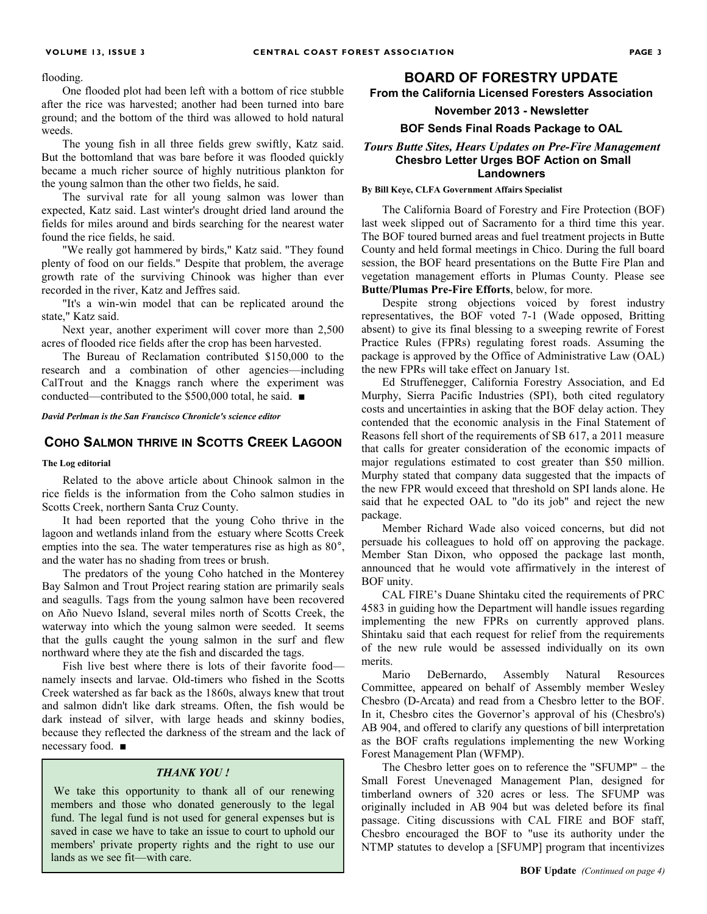flooding.

One flooded plot had been left with a bottom of rice stubble after the rice was harvested; another had been turned into bare ground; and the bottom of the third was allowed to hold natural weeds.

The young fish in all three fields grew swiftly, Katz said. But the bottomland that was bare before it was flooded quickly became a much richer source of highly nutritious plankton for the young salmon than the other two fields, he said.

The survival rate for all young salmon was lower than expected, Katz said. Last winter's drought dried land around the fields for miles around and birds searching for the nearest water found the rice fields, he said.

"We really got hammered by birds," Katz said. "They found plenty of food on our fields." Despite that problem, the average growth rate of the surviving Chinook was higher than ever recorded in the river, Katz and Jeffres said.

"It's a win-win model that can be replicated around the state," Katz said.

Next year, another experiment will cover more than 2,500 acres of flooded rice fields after the crop has been harvested.

The Bureau of Reclamation contributed $150,000 to the research and a combination of other agencies—including CalTrout and the Knaggs ranch where the experiment was conducted—contributed to the $500,000 total, he said. ■

*David Perlman is the San Francisco Chronicle's science editor*

## Coho Salmon thrive in Scotts Creek Lagoon

**The Log editorial**

Related to the above article about Chinook salmon in the rice fields is the information from the Coho salmon studies in Scotts Creek, northern Santa Cruz County.

It had been reported that the young Coho thrive in the lagoon and wetlands inland from the estuary where Scotts Creek empties into the sea. The water temperatures rise as high as 80°, and the water has no shading from trees or brush.

The predators of the young Coho hatched in the Monterey Bay Salmon and Trout Project rearing station are primarily seals and seagulls. Tags from the young salmon have been recovered on Año Nuevo Island, several miles north of Scotts Creek, the waterway into which the young salmon were seeded. It seems that the gulls caught the young salmon in the surf and flew northward where they ate the fish and discarded the tags.

Fish live best where there is lots of their favorite food—namely insects and larvae. Old-timers who fished in the Scotts Creek watershed as far back as the 1860s, always knew that trout and salmon didn't like dark streams. Often, the fish would be dark instead of silver, with large heads and skinny bodies, because they reflected the darkness of the stream and the lack of necessary food. ■

> ***THANK YOU !***
>
> We take this opportunity to thank all of our renewing members and those who donated generously to the legal fund. The legal fund is not used for general expenses but is saved in case we have to take an issue to court to uphold our members' private property rights and the right to use our lands as we see fit—with care.

## BOARD OF FORESTRY UPDATE

### From the California Licensed Foresters Association

### November 2013 - Newsletter

### BOF Sends Final Roads Package to OAL

***Tours Butte Sites, Hears Updates on Pre-Fire Management***

**Chesbro Letter Urges BOF Action on Small Landowners**

**By Bill Keye, CLFA Government Affairs Specialist**

The California Board of Forestry and Fire Protection (BOF) last week slipped out of Sacramento for a third time this year. The BOF toured burned areas and fuel treatment projects in Butte County and held formal meetings in Chico. During the full board session, the BOF heard presentations on the Butte Fire Plan and vegetation management efforts in Plumas County. Please see **Butte/Plumas Pre-Fire Efforts**, below, for more.

Despite strong objections voiced by forest industry representatives, the BOF voted 7-1 (Wade opposed, Britting absent) to give its final blessing to a sweeping rewrite of Forest Practice Rules (FPRs) regulating forest roads. Assuming the package is approved by the Office of Administrative Law (OAL) the new FPRs will take effect on January 1st.

Ed Struffenegger, California Forestry Association, and Ed Murphy, Sierra Pacific Industries (SPI), both cited regulatory costs and uncertainties in asking that the BOF delay action. They contended that the economic analysis in the Final Statement of Reasons fell short of the requirements of SB 617, a 2011 measure that calls for greater consideration of the economic impacts of major regulations estimated to cost greater than $50 million. Murphy stated that company data suggested that the impacts of the new FPR would exceed that threshold on SPI lands alone. He said that he expected OAL to "do its job" and reject the new package.

Member Richard Wade also voiced concerns, but did not persuade his colleagues to hold off on approving the package. Member Stan Dixon, who opposed the package last month, announced that he would vote affirmatively in the interest of BOF unity.

CAL FIRE's Duane Shintaku cited the requirements of PRC 4583 in guiding how the Department will handle issues regarding implementing the new FPRs on currently approved plans. Shintaku said that each request for relief from the requirements of the new rule would be assessed individually on its own merits.

Mario DeBernardo, Assembly Natural Resources Committee, appeared on behalf of Assembly member Wesley Chesbro (D-Arcata) and read from a Chesbro letter to the BOF. In it, Chesbro cites the Governor's approval of his (Chesbro's) AB 904, and offered to clarify any questions of bill interpretation as the BOF crafts regulations implementing the new Working Forest Management Plan (WFMP).

The Chesbro letter goes on to reference the "SFUMP" – the Small Forest Unevenaged Management Plan, designed for timberland owners of 320 acres or less. The SFUMP was originally included in AB 904 but was deleted before its final passage. Citing discussions with CAL FIRE and BOF staff, Chesbro encouraged the BOF to "use its authority under the NTMP statutes to develop a [SFUMP] program that incentivizes

**BOF Update** *(Continued on page 4)*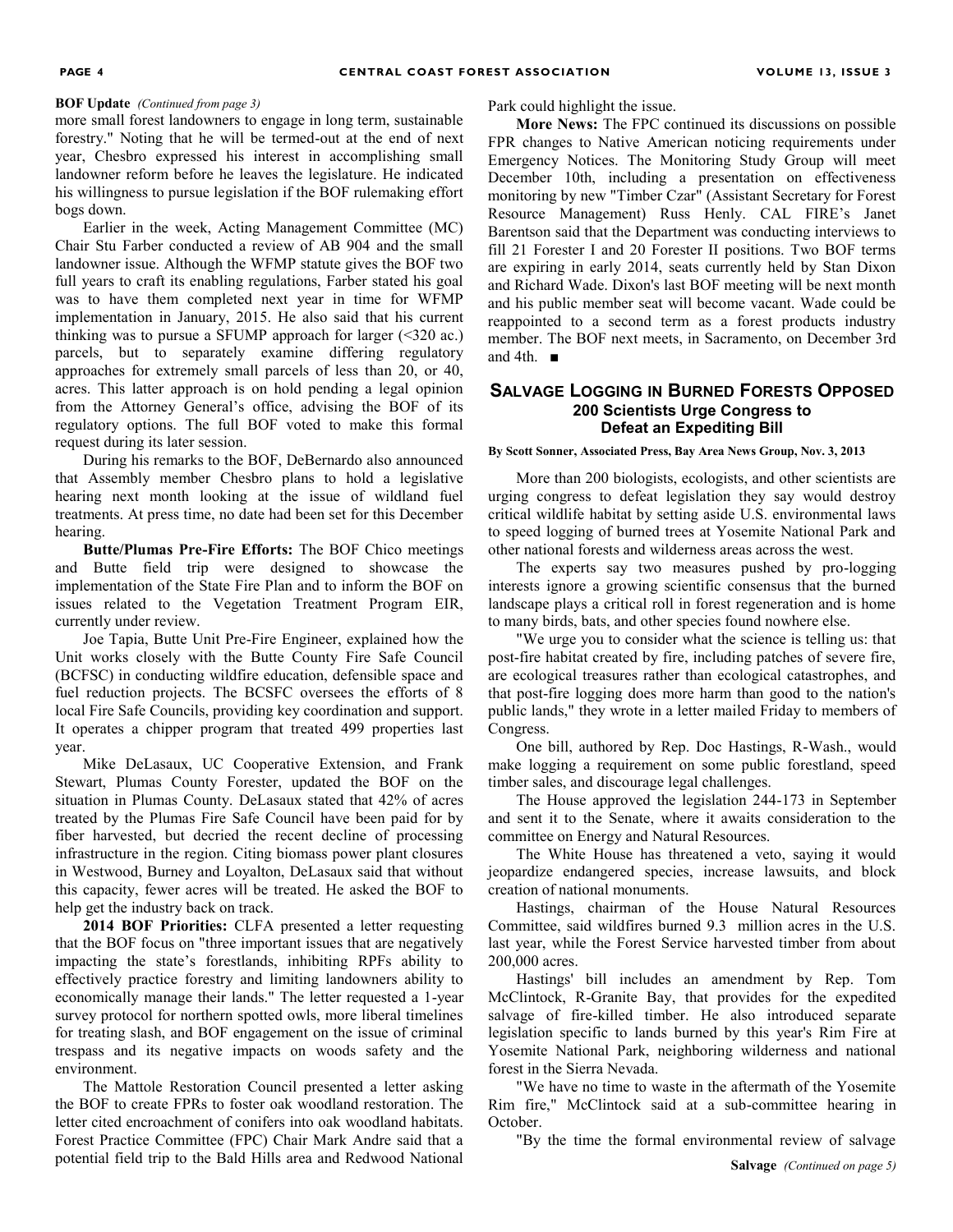**BOF Update** *(Continued from page 3)*

more small forest landowners to engage in long term, sustainable forestry." Noting that he will be termed-out at the end of next year, Chesbro expressed his interest in accomplishing small landowner reform before he leaves the legislature. He indicated his willingness to pursue legislation if the BOF rulemaking effort bogs down.

Earlier in the week, Acting Management Committee (MC) Chair Stu Farber conducted a review of AB 904 and the small landowner issue. Although the WFMP statute gives the BOF two full years to craft its enabling regulations, Farber stated his goal was to have them completed next year in time for WFMP implementation in January, 2015. He also said that his current thinking was to pursue a SFUMP approach for larger (<320 ac.) parcels, but to separately examine differing regulatory approaches for extremely small parcels of less than 20, or 40, acres. This latter approach is on hold pending a legal opinion from the Attorney General's office, advising the BOF of its regulatory options. The full BOF voted to make this formal request during its later session.

During his remarks to the BOF, DeBernardo also announced that Assembly member Chesbro plans to hold a legislative hearing next month looking at the issue of wildland fuel treatments. At press time, no date had been set for this December hearing.

**Butte/Plumas Pre-Fire Efforts:** The BOF Chico meetings and Butte field trip were designed to showcase the implementation of the State Fire Plan and to inform the BOF on issues related to the Vegetation Treatment Program EIR, currently under review.

Joe Tapia, Butte Unit Pre-Fire Engineer, explained how the Unit works closely with the Butte County Fire Safe Council (BCFSC) in conducting wildfire education, defensible space and fuel reduction projects. The BCSFC oversees the efforts of 8 local Fire Safe Councils, providing key coordination and support. It operates a chipper program that treated 499 properties last year.

Mike DeLasaux, UC Cooperative Extension, and Frank Stewart, Plumas County Forester, updated the BOF on the situation in Plumas County. DeLasaux stated that 42% of acres treated by the Plumas Fire Safe Council have been paid for by fiber harvested, but decried the recent decline of processing infrastructure in the region. Citing biomass power plant closures in Westwood, Burney and Loyalton, DeLasaux said that without this capacity, fewer acres will be treated. He asked the BOF to help get the industry back on track.

**2014 BOF Priorities:** CLFA presented a letter requesting that the BOF focus on "three important issues that are negatively impacting the state's forestlands, inhibiting RPFs ability to effectively practice forestry and limiting landowners ability to economically manage their lands." The letter requested a 1-year survey protocol for northern spotted owls, more liberal timelines for treating slash, and BOF engagement on the issue of criminal trespass and its negative impacts on woods safety and the environment.

The Mattole Restoration Council presented a letter asking the BOF to create FPRs to foster oak woodland restoration. The letter cited encroachment of conifers into oak woodland habitats. Forest Practice Committee (FPC) Chair Mark Andre said that a potential field trip to the Bald Hills area and Redwood National Park could highlight the issue.

**More News:** The FPC continued its discussions on possible FPR changes to Native American noticing requirements under Emergency Notices. The Monitoring Study Group will meet December 10th, including a presentation on effectiveness monitoring by new "Timber Czar" (Assistant Secretary for Forest Resource Management) Russ Henly. CAL FIRE's Janet Barentson said that the Department was conducting interviews to fill 21 Forester I and 20 Forester II positions. Two BOF terms are expiring in early 2014, seats currently held by Stan Dixon and Richard Wade. Dixon's last BOF meeting will be next month and his public member seat will become vacant. Wade could be reappointed to a second term as a forest products industry member. The BOF next meets, in Sacramento, on December 3rd and 4th. ■

## Salvage Logging in Burned Forests Opposed

### 200 Scientists Urge Congress to Defeat an Expediting Bill

**By Scott Sonner, Associated Press, Bay Area News Group, Nov. 3, 2013**

More than 200 biologists, ecologists, and other scientists are urging congress to defeat legislation they say would destroy critical wildlife habitat by setting aside U.S. environmental laws to speed logging of burned trees at Yosemite National Park and other national forests and wilderness areas across the west.

The experts say two measures pushed by pro-logging interests ignore a growing scientific consensus that the burned landscape plays a critical roll in forest regeneration and is home to many birds, bats, and other species found nowhere else.

"We urge you to consider what the science is telling us: that post-fire habitat created by fire, including patches of severe fire, are ecological treasures rather than ecological catastrophes, and that post-fire logging does more harm than good to the nation's public lands," they wrote in a letter mailed Friday to members of Congress.

One bill, authored by Rep. Doc Hastings, R-Wash., would make logging a requirement on some public forestland, speed timber sales, and discourage legal challenges.

The House approved the legislation 244-173 in September and sent it to the Senate, where it awaits consideration to the committee on Energy and Natural Resources.

The White House has threatened a veto, saying it would jeopardize endangered species, increase lawsuits, and block creation of national monuments.

Hastings, chairman of the House Natural Resources Committee, said wildfires burned 9.3 million acres in the U.S. last year, while the Forest Service harvested timber from about 200,000 acres.

Hastings' bill includes an amendment by Rep. Tom McClintock, R-Granite Bay, that provides for the expedited salvage of fire-killed timber. He also introduced separate legislation specific to lands burned by this year's Rim Fire at Yosemite National Park, neighboring wilderness and national forest in the Sierra Nevada.

"We have no time to waste in the aftermath of the Yosemite Rim fire," McClintock said at a sub-committee hearing in October.

"By the time the formal environmental review of salvage

**Salvage** *(Continued on page 5)*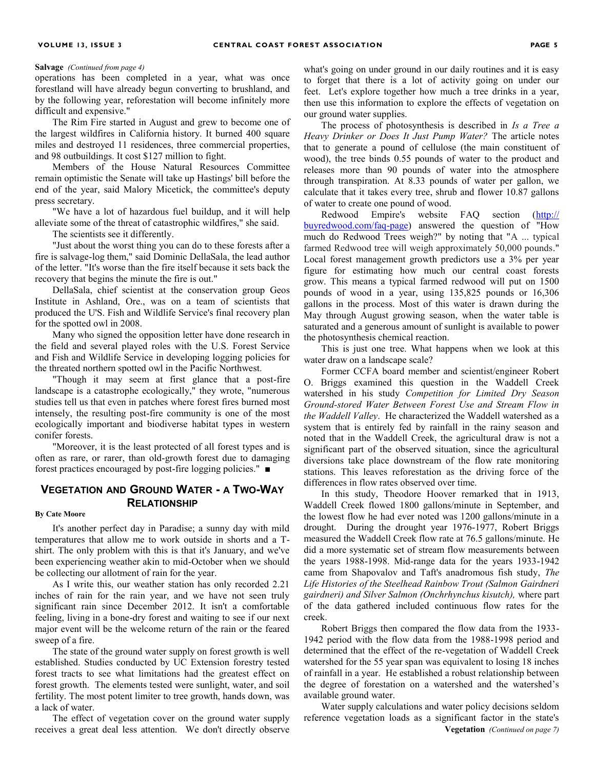**Salvage** *(Continued from page 4)*

operations has been completed in a year, what was once forestland will have already begun converting to brushland, and by the following year, reforestation will become infinitely more difficult and expensive."

The Rim Fire started in August and grew to become one of the largest wildfires in California history. It burned 400 square miles and destroyed 11 residences, three commercial properties, and 98 outbuildings. It cost $127 million to fight.

Members of the House Natural Resources Committee remain optimistic the Senate will take up Hastings' bill before the end of the year, said Malory Micetick, the committee's deputy press secretary.

"We have a lot of hazardous fuel buildup, and it will help alleviate some of the threat of catastrophic wildfires," she said.

The scientists see it differently.

"Just about the worst thing you can do to these forests after a fire is salvage-log them," said Dominic DellaSala, the lead author of the letter. "It's worse than the fire itself because it sets back the recovery that begins the minute the fire is out."

DellaSala, chief scientist at the conservation group Geos Institute in Ashland, Ore., was on a team of scientists that produced the U'S. Fish and Wildlife Service's final recovery plan for the spotted owl in 2008.

Many who signed the opposition letter have done research in the field and several played roles with the U.S. Forest Service and Fish and Wildlife Service in developing logging policies for the threated northern spotted owl in the Pacific Northwest.

"Though it may seem at first glance that a post-fire landscape is a catastrophe ecologically," they wrote, "numerous studies tell us that even in patches where forest fires burned most intensely, the resulting post-fire community is one of the most ecologically important and biodiverse habitat types in western conifer forests.

"Moreover, it is the least protected of all forest types and is often as rare, or rarer, than old-growth forest due to damaging forest practices encouraged by post-fire logging policies." ■

## Vegetation and Ground Water - A Two-Way Relationship

**By Cate Moore**

It's another perfect day in Paradise; a sunny day with mild temperatures that allow me to work outside in shorts and a T-shirt. The only problem with this is that it's January, and we've been experiencing weather akin to mid-October when we should be collecting our allotment of rain for the year.

As I write this, our weather station has only recorded 2.21 inches of rain for the rain year, and we have not seen truly significant rain since December 2012. It isn't a comfortable feeling, living in a bone-dry forest and waiting to see if our next major event will be the welcome return of the rain or the feared sweep of a fire.

The state of the ground water supply on forest growth is well established. Studies conducted by UC Extension forestry tested forest tracts to see what limitations had the greatest effect on forest growth. The elements tested were sunlight, water, and soil fertility. The most potent limiter to tree growth, hands down, was a lack of water.

The effect of vegetation cover on the ground water supply receives a great deal less attention. We don't directly observe what's going on under ground in our daily routines and it is easy to forget that there is a lot of activity going on under our feet. Let's explore together how much a tree drinks in a year, then use this information to explore the effects of vegetation on our ground water supplies.

The process of photosynthesis is described in *Is a Tree a Heavy Drinker or Does It Just Pump Water?* The article notes that to generate a pound of cellulose (the main constituent of wood), the tree binds 0.55 pounds of water to the product and releases more than 90 pounds of water into the atmosphere through transpiration. At 8.33 pounds of water per gallon, we calculate that it takes every tree, shrub and flower 10.87 gallons of water to create one pound of wood.

Redwood Empire's website FAQ section (http://buyredwood.com/faq-page) answered the question of "How much do Redwood Trees weigh?" by noting that "A ... typical farmed Redwood tree will weigh approximately 50,000 pounds." Local forest management growth predictors use a 3% per year figure for estimating how much our central coast forests grow. This means a typical farmed redwood will put on 1500 pounds of wood in a year, using 135,825 pounds or 16,306 gallons in the process. Most of this water is drawn during the May through August growing season, when the water table is saturated and a generous amount of sunlight is available to power the photosynthesis chemical reaction.

This is just one tree. What happens when we look at this water draw on a landscape scale?

Former CCFA board member and scientist/engineer Robert O. Briggs examined this question in the Waddell Creek watershed in his study *Competition for Limited Dry Season Ground-stored Water Between Forest Use and Stream Flow in the Waddell Valley*. He characterized the Waddell watershed as a system that is entirely fed by rainfall in the rainy season and noted that in the Waddell Creek, the agricultural draw is not a significant part of the observed situation, since the agricultural diversions take place downstream of the flow rate monitoring stations. This leaves reforestation as the driving force of the differences in flow rates observed over time.

In this study, Theodore Hoover remarked that in 1913, Waddell Creek flowed 1800 gallons/minute in September, and the lowest flow he had ever noted was 1200 gallons/minute in a drought. During the drought year 1976-1977, Robert Briggs measured the Waddell Creek flow rate at 76.5 gallons/minute. He did a more systematic set of stream flow measurements between the years 1988-1998. Mid-range data for the years 1933-1942 came from Shapovalov and Taft's anadromous fish study, *The Life Histories of the Steelhead Rainbow Trout (Salmon Gairdneri gairdneri) and Silver Salmon (Onchrhynchus kisutch),* where part of the data gathered included continuous flow rates for the creek.

Robert Briggs then compared the flow data from the 1933-1942 period with the flow data from the 1988-1998 period and determined that the effect of the re-vegetation of Waddell Creek watershed for the 55 year span was equivalent to losing 18 inches of rainfall in a year. He established a robust relationship between the degree of forestation on a watershed and the watershed's available ground water.

Water supply calculations and water policy decisions seldom reference vegetation loads as a significant factor in the state's

**Vegetation** *(Continued on page 7)*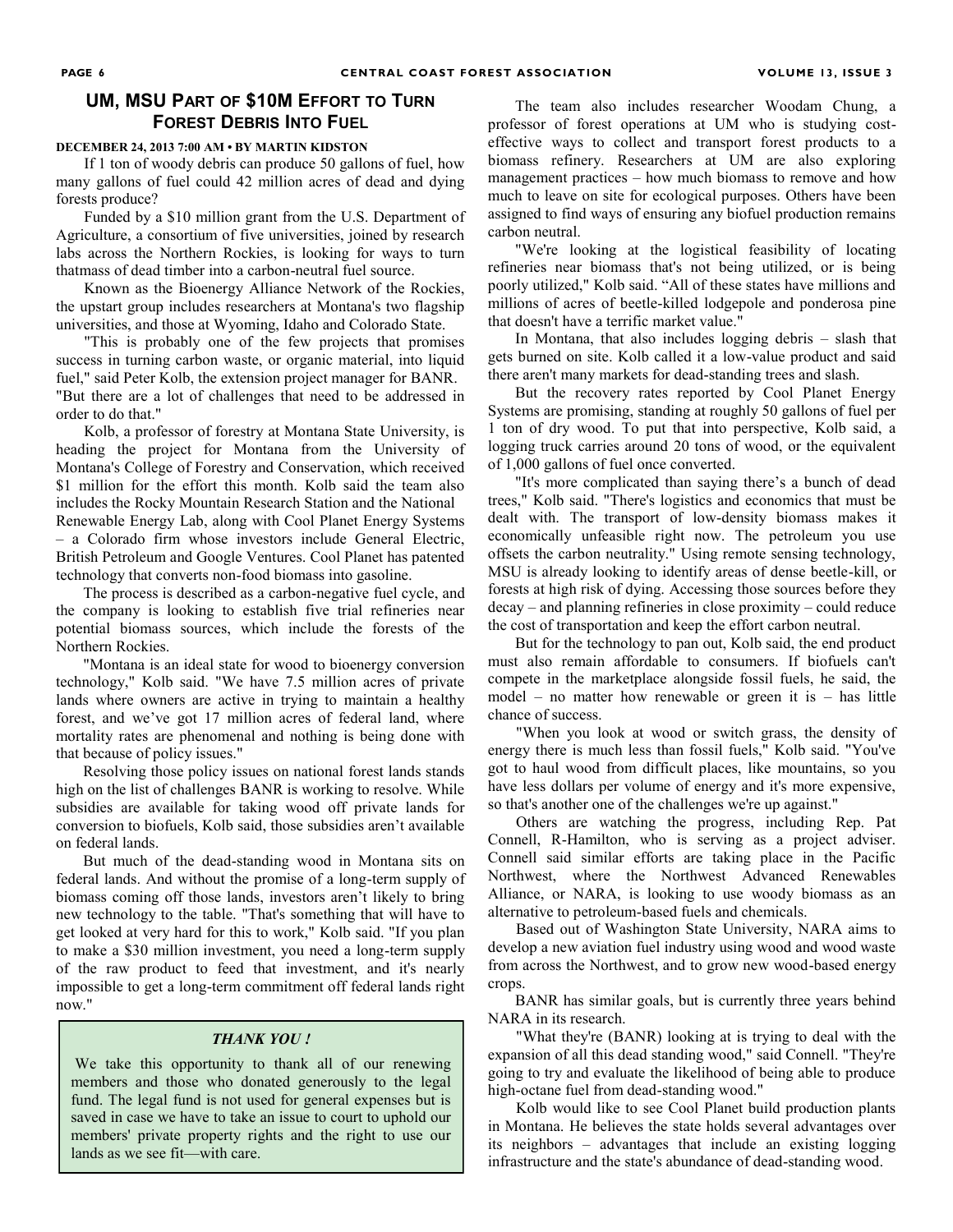## UM, MSU Part of $10M Effort to Turn Forest Debris Into Fuel

**DECEMBER 24, 2013 7:00 AM • BY MARTIN KIDSTON**

If 1 ton of woody debris can produce 50 gallons of fuel, how many gallons of fuel could 42 million acres of dead and dying forests produce?

Funded by a $10 million grant from the U.S. Department of Agriculture, a consortium of five universities, joined by research labs across the Northern Rockies, is looking for ways to turn thatmass of dead timber into a carbon-neutral fuel source.

Known as the Bioenergy Alliance Network of the Rockies, the upstart group includes researchers at Montana's two flagship universities, and those at Wyoming, Idaho and Colorado State.

"This is probably one of the few projects that promises success in turning carbon waste, or organic material, into liquid fuel," said Peter Kolb, the extension project manager for BANR. "But there are a lot of challenges that need to be addressed in order to do that."

Kolb, a professor of forestry at Montana State University, is heading the project for Montana from the University of Montana's College of Forestry and Conservation, which received $1 million for the effort this month. Kolb said the team also includes the Rocky Mountain Research Station and the National Renewable Energy Lab, along with Cool Planet Energy Systems – a Colorado firm whose investors include General Electric, British Petroleum and Google Ventures. Cool Planet has patented technology that converts non-food biomass into gasoline.

The process is described as a carbon-negative fuel cycle, and the company is looking to establish five trial refineries near potential biomass sources, which include the forests of the Northern Rockies.

"Montana is an ideal state for wood to bioenergy conversion technology," Kolb said. "We have 7.5 million acres of private lands where owners are active in trying to maintain a healthy forest, and we've got 17 million acres of federal land, where mortality rates are phenomenal and nothing is being done with that because of policy issues."

Resolving those policy issues on national forest lands stands high on the list of challenges BANR is working to resolve. While subsidies are available for taking wood off private lands for conversion to biofuels, Kolb said, those subsidies aren't available on federal lands.

But much of the dead-standing wood in Montana sits on federal lands. And without the promise of a long-term supply of biomass coming off those lands, investors aren't likely to bring new technology to the table. "That's something that will have to get looked at very hard for this to work," Kolb said. "If you plan to make a $30 million investment, you need a long-term supply of the raw product to feed that investment, and it's nearly impossible to get a long-term commitment off federal lands right now."

The team also includes researcher Woodam Chung, a professor of forest operations at UM who is studying cost-effective ways to collect and transport forest products to a biomass refinery. Researchers at UM are also exploring management practices – how much biomass to remove and how much to leave on site for ecological purposes. Others have been assigned to find ways of ensuring any biofuel production remains carbon neutral.

"We're looking at the logistical feasibility of locating refineries near biomass that's not being utilized, or is being poorly utilized," Kolb said. "All of these states have millions and millions of acres of beetle-killed lodgepole and ponderosa pine that doesn't have a terrific market value."

In Montana, that also includes logging debris – slash that gets burned on site. Kolb called it a low-value product and said there aren't many markets for dead-standing trees and slash.

But the recovery rates reported by Cool Planet Energy Systems are promising, standing at roughly 50 gallons of fuel per 1 ton of dry wood. To put that into perspective, Kolb said, a logging truck carries around 20 tons of wood, or the equivalent of 1,000 gallons of fuel once converted.

"It's more complicated than saying there's a bunch of dead trees," Kolb said. "There's logistics and economics that must be dealt with. The transport of low-density biomass makes it economically unfeasible right now. The petroleum you use offsets the carbon neutrality." Using remote sensing technology, MSU is already looking to identify areas of dense beetle-kill, or forests at high risk of dying. Accessing those sources before they decay – and planning refineries in close proximity – could reduce the cost of transportation and keep the effort carbon neutral.

But for the technology to pan out, Kolb said, the end product must also remain affordable to consumers. If biofuels can't compete in the marketplace alongside fossil fuels, he said, the model – no matter how renewable or green it is – has little chance of success.

"When you look at wood or switch grass, the density of energy there is much less than fossil fuels," Kolb said. "You've got to haul wood from difficult places, like mountains, so you have less dollars per volume of energy and it's more expensive, so that's another one of the challenges we're up against."

Others are watching the progress, including Rep. Pat Connell, R-Hamilton, who is serving as a project adviser. Connell said similar efforts are taking place in the Pacific Northwest, where the Northwest Advanced Renewables Alliance, or NARA, is looking to use woody biomass as an alternative to petroleum-based fuels and chemicals.

Based out of Washington State University, NARA aims to develop a new aviation fuel industry using wood and wood waste from across the Northwest, and to grow new wood-based energy crops.

BANR has similar goals, but is currently three years behind NARA in its research.

"What they're (BANR) looking at is trying to deal with the expansion of all this dead standing wood," said Connell. "They're going to try and evaluate the likelihood of being able to produce high-octane fuel from dead-standing wood."

Kolb would like to see Cool Planet build production plants in Montana. He believes the state holds several advantages over its neighbors – advantages that include an existing logging infrastructure and the state's abundance of dead-standing wood.

---

***THANK YOU !***

We take this opportunity to thank all of our renewing members and those who donated generously to the legal fund. The legal fund is not used for general expenses but is saved in case we have to take an issue to court to uphold our members' private property rights and the right to use our lands as we see fit—with care.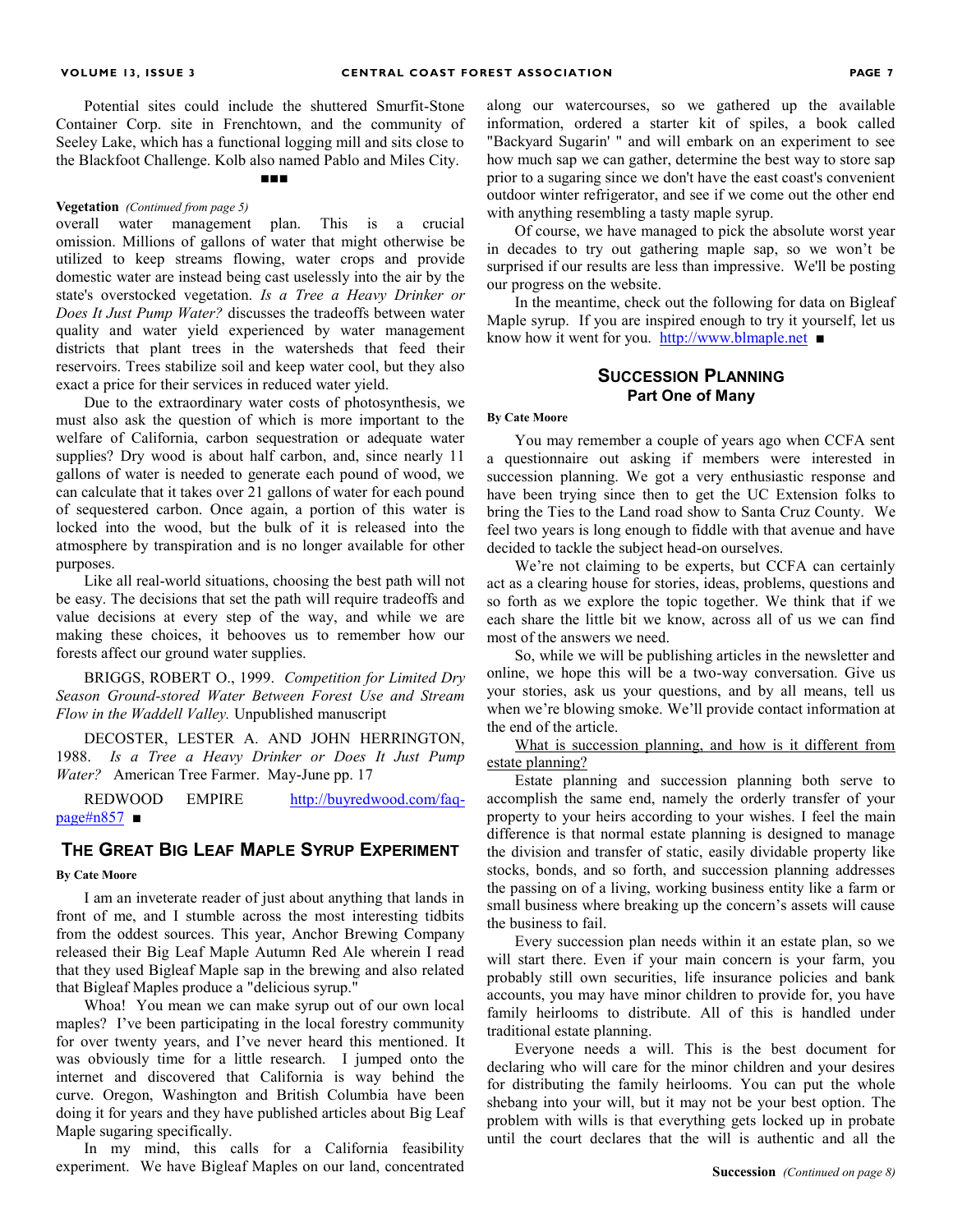Potential sites could include the shuttered Smurfit-Stone Container Corp. site in Frenchtown, and the community of Seeley Lake, which has a functional logging mill and sits close to the Blackfoot Challenge. Kolb also named Pablo and Milk City.

■■■

**Vegetation** *(Continued from page 5)*

overall water management plan. This is a crucial omission. Millions of gallons of water that might otherwise be utilized to keep streams flowing, water crops and provide domestic water are instead being cast uselessly into the air by the state's overstocked vegetation. *Is a Tree a Heavy Drinker or Does It Just Pump Water?* discusses the tradeoffs between water quality and water yield experienced by water management districts that plant trees in the watersheds that feed their reservoirs. Trees stabilize soil and keep water cool, but they also exact a price for their services in reduced water yield.

Due to the extraordinary water costs of photosynthesis, we must also ask the question of which is more important to the welfare of California, carbon sequestration or adequate water supplies? Dry wood is about half carbon, and, since nearly 11 gallons of water is needed to generate each pound of wood, we can calculate that it takes over 21 gallons of water for each pound of sequestered carbon. Once again, a portion of this water is locked into the wood, but the bulk of it is released into the atmosphere by transpiration and is no longer available for other purposes.

Like all real-world situations, choosing the best path will not be easy. The decisions that set the path will require tradeoffs and value decisions at every step of the way, and while we are making these choices, it behooves us to remember how our forests affect our ground water supplies.

BRIGGS, ROBERT O., 1999. *Competition for Limited Dry Season Ground-stored Water Between Forest Use and Stream Flow in the Waddell Valley.* Unpublished manuscript

DECOSTER, LESTER A. AND JOHN HERRINGTON, 1988. *Is a Tree a Heavy Drinker or Does It Just Pump Water?* American Tree Farmer. May-June pp. 17

REDWOOD EMPIRE http://buyredwood.com/faq-page#n857 ■

## The Great Big Leaf Maple Syrup Experiment

**By Cate Moore**

I am an inveterate reader of just about anything that lands in front of me, and I stumble across the most interesting tidbits from the oddest sources. This year, Anchor Brewing Company released their Big Leaf Maple Autumn Red Ale wherein I read that they used Bigleaf Maple sap in the brewing and also related that Bigleaf Maples produce a "delicious syrup."

Whoa! You mean we can make syrup out of our own local maples? I've been participating in the local forestry community for over twenty years, and I've never heard this mentioned. It was obviously time for a little research. I jumped onto the internet and discovered that California is way behind the curve. Oregon, Washington and British Columbia have been doing it for years and they have published articles about Big Leaf Maple sugaring specifically.

In my mind, this calls for a California feasibility experiment. We have Bigleaf Maples on our land, concentrated along our watercourses, so we gathered up the available information, ordered a starter kit of spiles, a book called "Backyard Sugarin' " and will embark on an experiment to see how much sap we can gather, determine the best way to store sap prior to a sugaring since we don't have the east coast's convenient outdoor winter refrigerator, and see if we come out the other end with anything resembling a tasty maple syrup.

Of course, we have managed to pick the absolute worst year in decades to try out gathering maple sap, so we won't be surprised if our results are less than impressive. We'll be posting our progress on the website.

In the meantime, check out the following for data on Bigleaf Maple syrup. If you are inspired enough to try it yourself, let us know how it went for you. http://www.blmaple.net ■

## Succession Planning
### Part One of Many

**By Cate Moore**

You may remember a couple of years ago when CCFA sent a questionnaire out asking if members were interested in succession planning. We got a very enthusiastic response and have been trying since then to get the UC Extension folks to bring the Ties to the Land road show to Santa Cruz County. We feel two years is long enough to fiddle with that avenue and have decided to tackle the subject head-on ourselves.

We're not claiming to be experts, but CCFA can certainly act as a clearing house for stories, ideas, problems, questions and so forth as we explore the topic together. We think that if we each share the little bit we know, across all of us we can find most of the answers we need.

So, while we will be publishing articles in the newsletter and online, we hope this will be a two-way conversation. Give us your stories, ask us your questions, and by all means, tell us when we're blowing smoke. We'll provide contact information at the end of the article.

What is succession planning, and how is it different from estate planning?

Estate planning and succession planning both serve to accomplish the same end, namely the orderly transfer of your property to your heirs according to your wishes. I feel the main difference is that normal estate planning is designed to manage the division and transfer of static, easily dividable property like stocks, bonds, and so forth, and succession planning addresses the passing on of a living, working business entity like a farm or small business where breaking up the concern's assets will cause the business to fail.

Every succession plan needs within it an estate plan, so we will start there. Even if your main concern is your farm, you probably still own securities, life insurance policies and bank accounts, you may have minor children to provide for, you have family heirlooms to distribute. All of this is handled under traditional estate planning.

Everyone needs a will. This is the best document for declaring who will care for the minor children and your desires for distributing the family heirlooms. You can put the whole shebang into your will, but it may not be your best option. The problem with wills is that everything gets locked up in probate until the court declares that the will is authentic and all the

**Succession** *(Continued on page 8)*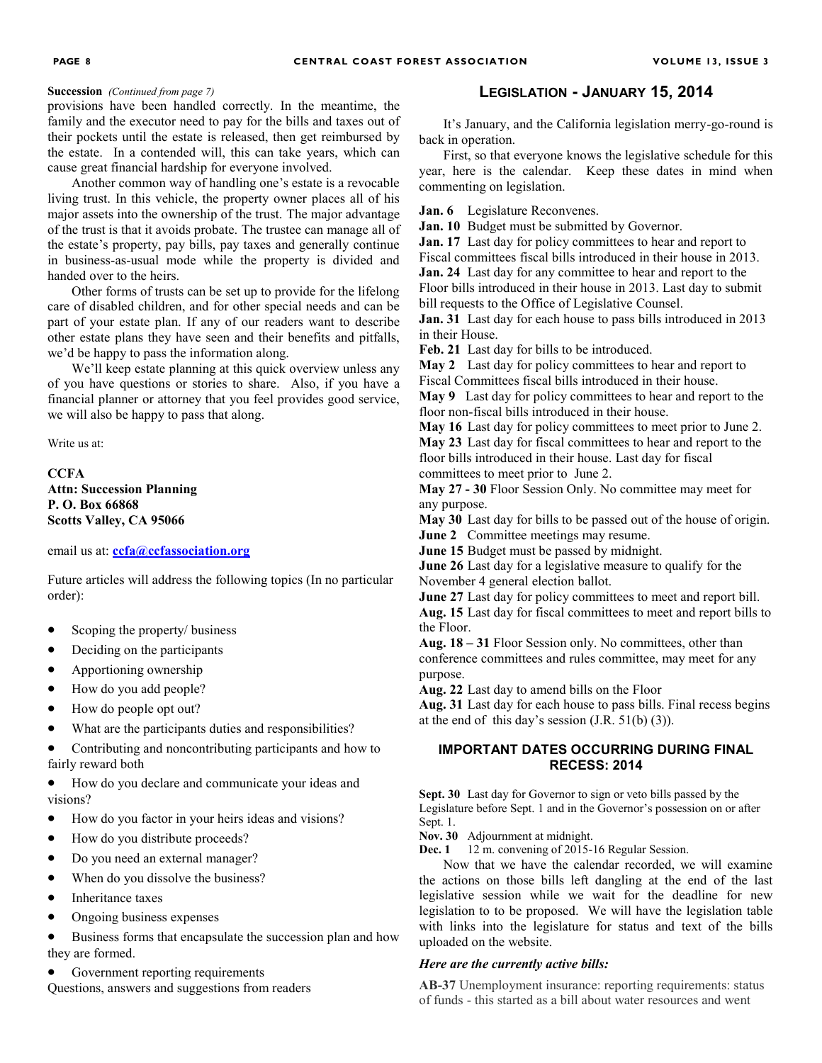**Succession** *(Continued from page 7)*

provisions have been handled correctly. In the meantime, the family and the executor need to pay for the bills and taxes out of their pockets until the estate is released, then get reimbursed by the estate. In a contended will, this can take years, which can cause great financial hardship for everyone involved.

Another common way of handling one's estate is a revocable living trust. In this vehicle, the property owner places all of his major assets into the ownership of the trust. The major advantage of the trust is that it avoids probate. The trustee can manage all of the estate's property, pay bills, pay taxes and generally continue in business-as-usual mode while the property is divided and handed over to the heirs.

Other forms of trusts can be set up to provide for the lifelong care of disabled children, and for other special needs and can be part of your estate plan. If any of our readers want to describe other estate plans they have seen and their benefits and pitfalls, we'd be happy to pass the information along.

We'll keep estate planning at this quick overview unless any of you have questions or stories to share. Also, if you have a financial planner or attorney that you feel provides good service, we will also be happy to pass that along.

Write us at:

**CCFA**
**Attn: Succession Planning**
**P. O. Box 66868**
**Scotts Valley, CA 95066**

email us at: **ccfa@ccfassociation.org**

Future articles will address the following topics (In no particular order):

- Scoping the property/ business
- Deciding on the participants
- Apportioning ownership
- How do you add people?
- How do people opt out?
- What are the participants duties and responsibilities?
- Contributing and noncontributing participants and how to fairly reward both
- How do you declare and communicate your ideas and visions?
- How do you factor in your heirs ideas and visions?
- How do you distribute proceeds?
- Do you need an external manager?
- When do you dissolve the business?
- Inheritance taxes
- Ongoing business expenses
- Business forms that encapsulate the succession plan and how they are formed.
- Government reporting requirements

Questions, answers and suggestions from readers

## Legislation - January 15, 2014

It's January, and the California legislation merry-go-round is back in operation.

First, so that everyone knows the legislative schedule for this year, here is the calendar. Keep these dates in mind when commenting on legislation.

**Jan. 6** Legislature Reconvenes.
**Jan. 10** Budget must be submitted by Governor.
**Jan. 17** Last day for policy committees to hear and report to Fiscal committees fiscal bills introduced in their house in 2013.
**Jan. 24** Last day for any committee to hear and report to the Floor bills introduced in their house in 2013. Last day to submit bill requests to the Office of Legislative Counsel.
**Jan. 31** Last day for each house to pass bills introduced in 2013 in their House.
**Feb. 21** Last day for bills to be introduced.
**May 2** Last day for policy committees to hear and report to Fiscal Committees fiscal bills introduced in their house.
**May 9** Last day for policy committees to hear and report to the floor non-fiscal bills introduced in their house.
**May 16** Last day for policy committees to meet prior to June 2.
**May 23** Last day for fiscal committees to hear and report to the floor bills introduced in their house. Last day for fiscal committees to meet prior to June 2.
**May 27 - 30** Floor Session Only. No committee may meet for any purpose.
**May 30** Last day for bills to be passed out of the house of origin.
**June 2** Committee meetings may resume.
**June 15** Budget must be passed by midnight.
**June 26** Last day for a legislative measure to qualify for the November 4 general election ballot.
**June 27** Last day for policy committees to meet and report bill.
**Aug. 15** Last day for fiscal committees to meet and report bills to the Floor.
**Aug. 18 – 31** Floor Session only. No committees, other than conference committees and rules committee, may meet for any purpose.
**Aug. 22** Last day to amend bills on the Floor
**Aug. 31** Last day for each house to pass bills. Final recess begins at the end of this day's session (J.R. 51(b) (3)).

### IMPORTANT DATES OCCURRING DURING FINAL RECESS: 2014

**Sept. 30** Last day for Governor to sign or veto bills passed by the Legislature before Sept. 1 and in the Governor's possession on or after Sept. 1.
**Nov. 30** Adjournment at midnight.
**Dec. 1** 12 m. convening of 2015-16 Regular Session.

Now that we have the calendar recorded, we will examine the actions on those bills left dangling at the end of the last legislative session while we wait for the deadline for new legislation to to be proposed. We will have the legislation table with links into the legislature for status and text of the bills uploaded on the website.

***Here are the currently active bills:***

**AB-37** Unemployment insurance: reporting requirements: status of funds - this started as a bill about water resources and went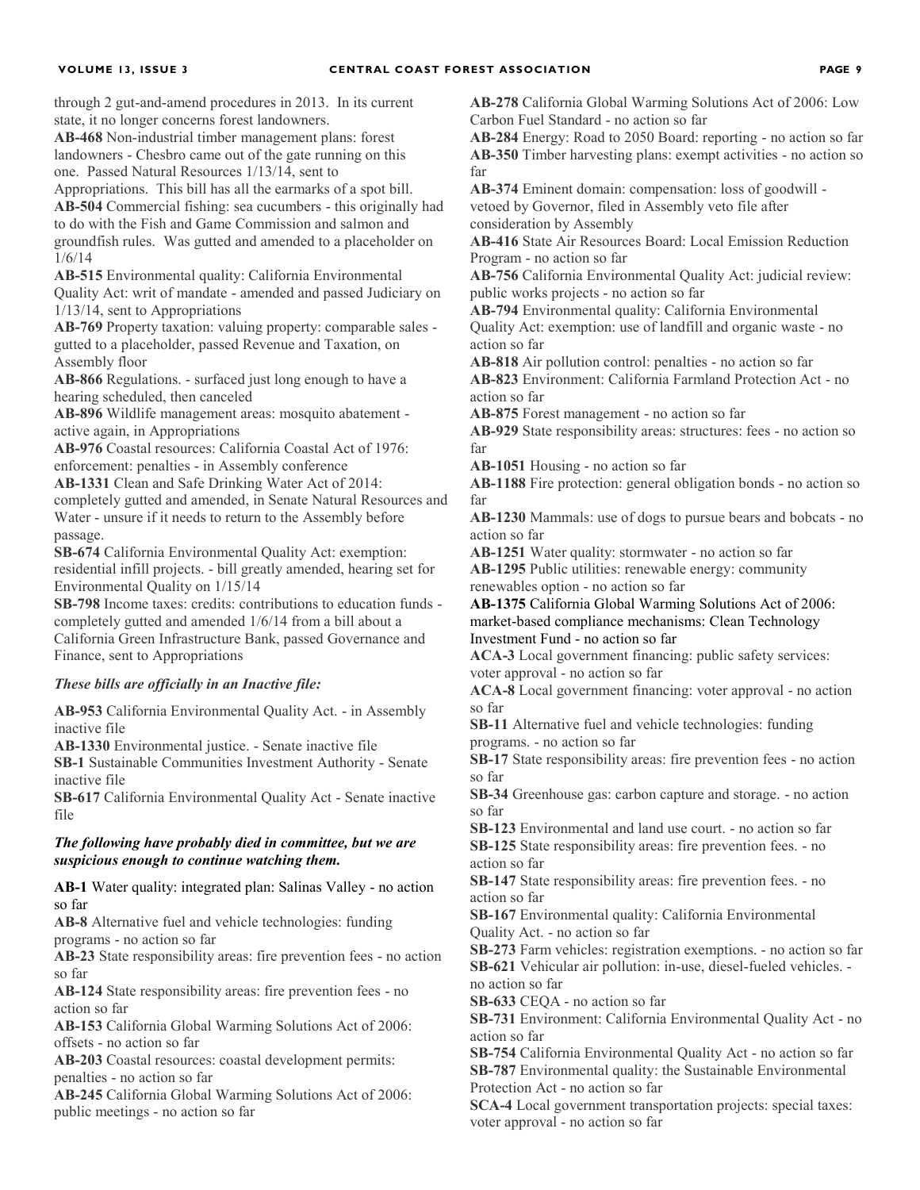through 2 gut-and-amend procedures in 2013. In its current state, it no longer concerns forest landowners.

**AB-468** Non-industrial timber management plans: forest landowners - Chesbro came out of the gate running on this one. Passed Natural Resources 1/13/14, sent to Appropriations. This bill has all the earmarks of a spot bill.

**AB-504** Commercial fishing: sea cucumbers - this originally had to do with the Fish and Game Commission and salmon and groundfish rules. Was gutted and amended to a placeholder on 1/6/14

**AB-515** Environmental quality: California Environmental Quality Act: writ of mandate - amended and passed Judiciary on 1/13/14, sent to Appropriations

**AB-769** Property taxation: valuing property: comparable sales - gutted to a placeholder, passed Revenue and Taxation, on Assembly floor

**AB-866** Regulations. - surfaced just long enough to have a hearing scheduled, then canceled

**AB-896** Wildlife management areas: mosquito abatement - active again, in Appropriations

**AB-976** Coastal resources: California Coastal Act of 1976: enforcement: penalties - in Assembly conference

**AB-1331** Clean and Safe Drinking Water Act of 2014: completely gutted and amended, in Senate Natural Resources and Water - unsure if it needs to return to the Assembly before passage.

**SB-674** California Environmental Quality Act: exemption: residential infill projects. - bill greatly amended, hearing set for Environmental Quality on 1/15/14

**SB-798** Income taxes: credits: contributions to education funds - completely gutted and amended 1/6/14 from a bill about a California Green Infrastructure Bank, passed Governance and Finance, sent to Appropriations

***These bills are officially in an Inactive file:***

**AB-953** California Environmental Quality Act. - in Assembly inactive file

**AB-1330** Environmental justice. - Senate inactive file

**SB-1** Sustainable Communities Investment Authority - Senate inactive file

**SB-617** California Environmental Quality Act - Senate inactive file

***The following have probably died in committee, but we are suspicious enough to continue watching them.***

**AB-1** Water quality: integrated plan: Salinas Valley - no action so far

**AB-8** Alternative fuel and vehicle technologies: funding programs - no action so far

**AB-23** State responsibility areas: fire prevention fees - no action so far

**AB-124** State responsibility areas: fire prevention fees - no action so far

**AB-153** California Global Warming Solutions Act of 2006: offsets - no action so far

**AB-203** Coastal resources: coastal development permits: penalties - no action so far

**AB-245** California Global Warming Solutions Act of 2006: public meetings - no action so far

**AB-278** California Global Warming Solutions Act of 2006: Low Carbon Fuel Standard - no action so far

**AB-284** Energy: Road to 2050 Board: reporting - no action so far

**AB-350** Timber harvesting plans: exempt activities - no action so far

**AB-374** Eminent domain: compensation: loss of goodwill - vetoed by Governor, filed in Assembly veto file after consideration by Assembly

**AB-416** State Air Resources Board: Local Emission Reduction Program - no action so far

**AB-756** California Environmental Quality Act: judicial review: public works projects - no action so far

**AB-794** Environmental quality: California Environmental Quality Act: exemption: use of landfill and organic waste - no action so far

**AB-818** Air pollution control: penalties - no action so far

**AB-823** Environment: California Farmland Protection Act - no action so far

**AB-875** Forest management - no action so far

**AB-929** State responsibility areas: structures: fees - no action so far

**AB-1051** Housing - no action so far

**AB-1188** Fire protection: general obligation bonds - no action so far

**AB-1230** Mammals: use of dogs to pursue bears and bobcats - no action so far

**AB-1251** Water quality: stormwater - no action so far

**AB-1295** Public utilities: renewable energy: community renewables option - no action so far

**AB-1375** California Global Warming Solutions Act of 2006: market-based compliance mechanisms: Clean Technology Investment Fund - no action so far

**ACA-3** Local government financing: public safety services: voter approval - no action so far

**ACA-8** Local government financing: voter approval - no action so far

**SB-11** Alternative fuel and vehicle technologies: funding programs. - no action so far

**SB-17** State responsibility areas: fire prevention fees - no action so far

**SB-34** Greenhouse gas: carbon capture and storage. - no action so far

**SB-123** Environmental and land use court. - no action so far

**SB-125** State responsibility areas: fire prevention fees. - no action so far

**SB-147** State responsibility areas: fire prevention fees. - no action so far

**SB-167** Environmental quality: California Environmental Quality Act. - no action so far

**SB-273** Farm vehicles: registration exemptions. - no action so far

**SB-621** Vehicular air pollution: in-use, diesel-fueled vehicles. - no action so far

**SB-633** CEQA - no action so far

**SB-731** Environment: California Environmental Quality Act - no action so far

**SB-754** California Environmental Quality Act - no action so far

**SB-787** Environmental quality: the Sustainable Environmental Protection Act - no action so far

**SCA-4** Local government transportation projects: special taxes: voter approval - no action so far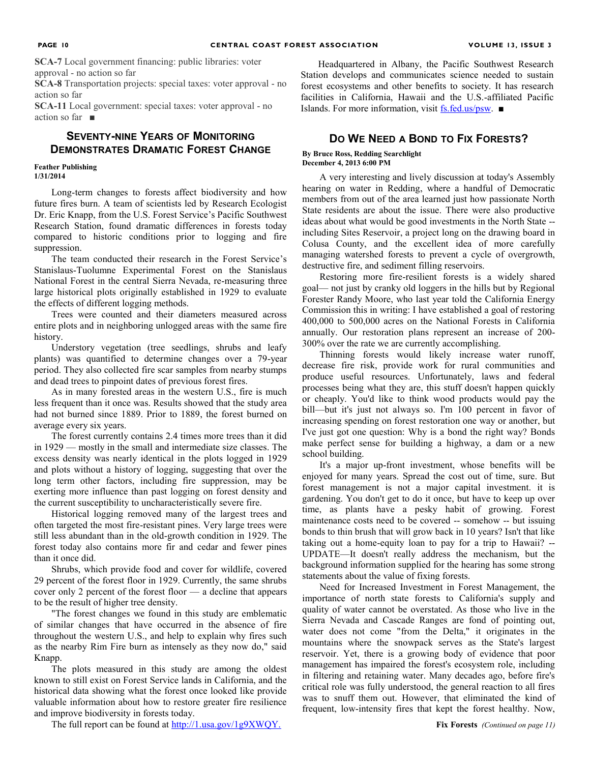**SCA-7** Local government financing: public libraries: voter approval - no action so far

**SCA-8** Transportation projects: special taxes: voter approval - no action so far

**SCA-11** Local government: special taxes: voter approval - no action so far ■

## Seventy-nine Years of Monitoring Demonstrates Dramatic Forest Change

**Feather Publishing**
**1/31/2014**

Long-term changes to forests affect biodiversity and how future fires burn. A team of scientists led by Research Ecologist Dr. Eric Knapp, from the U.S. Forest Service's Pacific Southwest Research Station, found dramatic differences in forests today compared to historic conditions prior to logging and fire suppression.

The team conducted their research in the Forest Service's Stanislaus-Tuolumne Experimental Forest on the Stanislaus National Forest in the central Sierra Nevada, re-measuring three large historical plots originally established in 1929 to evaluate the effects of different logging methods.

Trees were counted and their diameters measured across entire plots and in neighboring unlogged areas with the same fire history.

Understory vegetation (tree seedlings, shrubs and leafy plants) was quantified to determine changes over a 79-year period. They also collected fire scar samples from nearby stumps and dead trees to pinpoint dates of previous forest fires.

As in many forested areas in the western U.S., fire is much less frequent than it once was. Results showed that the study area had not burned since 1889. Prior to 1889, the forest burned on average every six years.

The forest currently contains 2.4 times more trees than it did in 1929 — mostly in the small and intermediate size classes. The excess density was nearly identical in the plots logged in 1929 and plots without a history of logging, suggesting that over the long term other factors, including fire suppression, may be exerting more influence than past logging on forest density and the current susceptibility to uncharacteristically severe fire.

Historical logging removed many of the largest trees and often targeted the most fire-resistant pines. Very large trees were still less abundant than in the old-growth condition in 1929. The forest today also contains more fir and cedar and fewer pines than it once did.

Shrubs, which provide food and cover for wildlife, covered 29 percent of the forest floor in 1929. Currently, the same shrubs cover only 2 percent of the forest floor — a decline that appears to be the result of higher tree density.

"The forest changes we found in this study are emblematic of similar changes that have occurred in the absence of fire throughout the western U.S., and help to explain why fires such as the nearby Rim Fire burn as intensely as they now do," said Knapp.

The plots measured in this study are among the oldest known to still exist on Forest Service lands in California, and the historical data showing what the forest once looked like provide valuable information about how to restore greater fire resilience and improve biodiversity in forests today.

The full report can be found at http://1.usa.gov/1g9XWQY.

Headquartered in Albany, the Pacific Southwest Research Station develops and communicates science needed to sustain forest ecosystems and other benefits to society. It has research facilities in California, Hawaii and the U.S.-affiliated Pacific Islands. For more information, visit fs.fed.us/psw. ■

## Do We Need a Bond to Fix Forests?

**By Bruce Ross, Redding Searchlight**
**December 4, 2013 6:00 PM**

A very interesting and lively discussion at today's Assembly hearing on water in Redding, where a handful of Democratic members from out of the area learned just how passionate North State residents are about the issue. There were also productive ideas about what would be good investments in the North State -- including Sites Reservoir, a project long on the drawing board in Colusa County, and the excellent idea of more carefully managing watershed forests to prevent a cycle of overgrowth, destructive fire, and sediment filling reservoirs.

Restoring more fire-resilient forests is a widely shared goal— not just by cranky old loggers in the hills but by Regional Forester Randy Moore, who last year told the California Energy Commission this in writing: I have established a goal of restoring 400,000 to 500,000 acres on the National Forests in California annually. Our restoration plans represent an increase of 200-300% over the rate we are currently accomplishing.

Thinning forests would likely increase water runoff, decrease fire risk, provide work for rural communities and produce useful resources. Unfortunately, laws and federal processes being what they are, this stuff doesn't happen quickly or cheaply. You'd like to think wood products would pay the bill—but it's just not always so. I'm 100 percent in favor of increasing spending on forest restoration one way or another, but I've just got one question: Why is a bond the right way? Bonds make perfect sense for building a highway, a dam or a new school building.

It's a major up-front investment, whose benefits will be enjoyed for many years. Spread the cost out of time, sure. But forest management is not a major capital investment. it is gardening. You don't get to do it once, but have to keep up over time, as plants have a pesky habit of growing. Forest maintenance costs need to be covered -- somehow -- but issuing bonds to thin brush that will grow back in 10 years? Isn't that like taking out a home-equity loan to pay for a trip to Hawaii? -- UPDATE—It doesn't really address the mechanism, but the background information supplied for the hearing has some strong statements about the value of fixing forests.

Need for Increased Investment in Forest Management, the importance of north state forests to California's supply and quality of water cannot be overstated. As those who live in the Sierra Nevada and Cascade Ranges are fond of pointing out, water does not come "from the Delta," it originates in the mountains where the snowpack serves as the State's largest reservoir. Yet, there is a growing body of evidence that poor management has impaired the forest's ecosystem role, including in filtering and retaining water. Many decades ago, before fire's critical role was fully understood, the general reaction to all fires was to snuff them out. However, that eliminated the kind of frequent, low-intensity fires that kept the forest healthy. Now,

**Fix Forests** *(Continued on page 11)*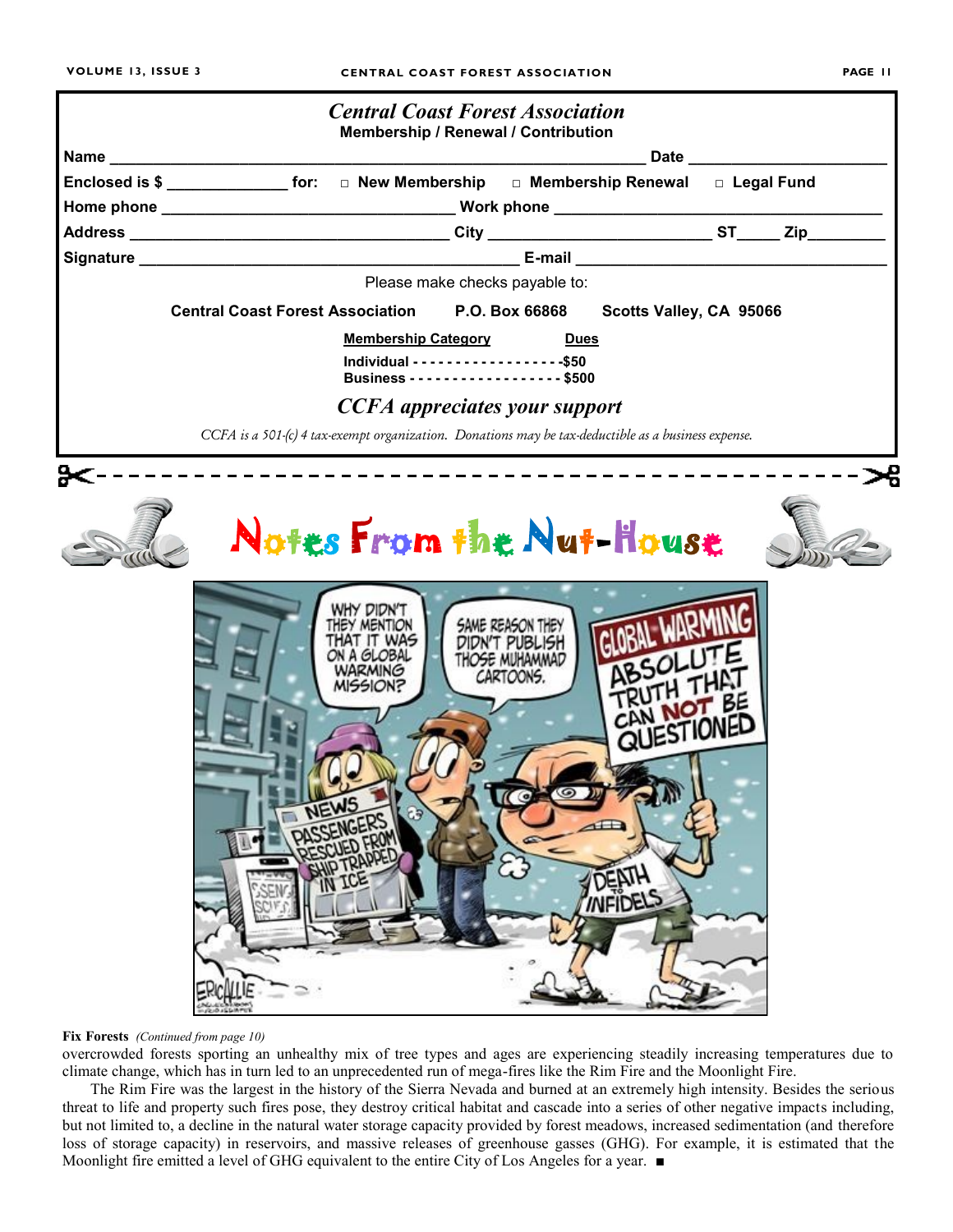## *Central Coast Forest Association*

**Membership / Renewal / Contribution**

**Name** ____________________________________________ **Date** ____________________

**Enclosed is $** ______________ **for:** □ **New Membership** □ **Membership Renewal** □ **Legal Fund**

**Home phone** ______________________________ **Work phone** ______________________________

**Address** ______________________________ **City** ____________________ **ST**_____ **Zip**________

**Signature** ______________________________________ **E-mail** ______________________________

Please make checks payable to:

**Central Coast Forest Association P.O. Box 66868 Scotts Valley, CA 95066**

| Membership Category | Dues |
|---|---|
| Individual | $50 |
| Business | $500 |

### *CCFA appreciates your support*

*CCFA is a 501-(c) 4 tax-exempt organization. Donations may be tax-deductible as a business expense.*

---

## Notes From the Nut-House

**Fix Forests** *(Continued from page 10)*

overcrowded forests sporting an unhealthy mix of tree types and ages are experiencing steadily increasing temperatures due to climate change, which has in turn led to an unprecedented run of mega-fires like the Rim Fire and the Moonlight Fire.

The Rim Fire was the largest in the history of the Sierra Nevada and burned at an extremely high intensity. Besides the serious threat to life and property such fires pose, they destroy critical habitat and cascade into a series of other negative impacts including, but not limited to, a decline in the natural water storage capacity provided by forest meadows, increased sedimentation (and therefore loss of storage capacity) in reservoirs, and massive releases of greenhouse gasses (GHG). For example, it is estimated that the Moonlight fire emitted a level of GHG equivalent to the entire City of Los Angeles for a year. ■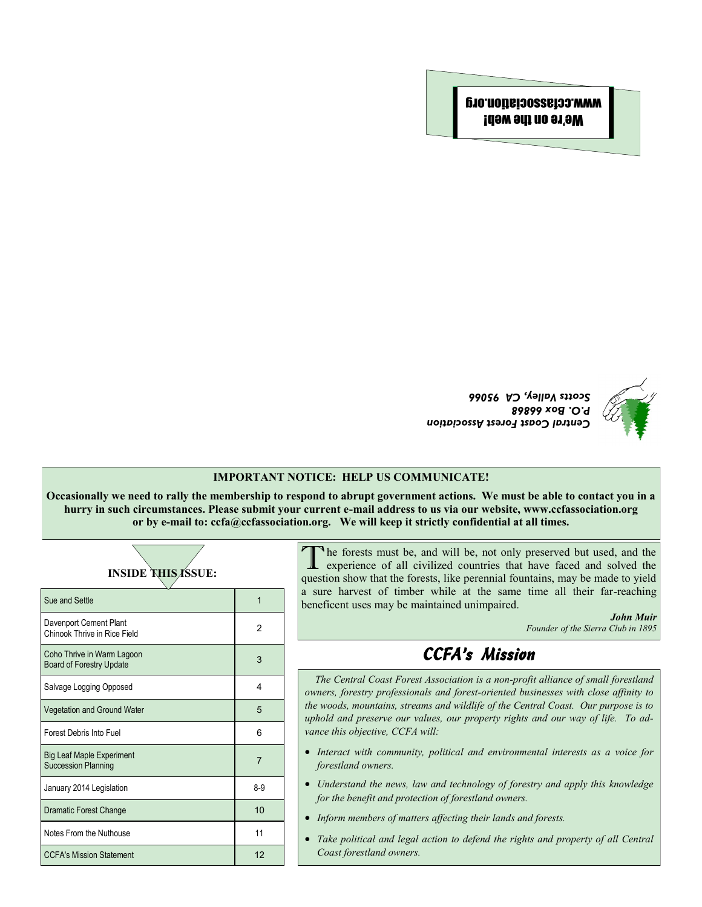We're on the web!
www.ccfassociation.org

*Central Coast Forest Association*
*P.O. Box 66868*
*Scotts Valley, CA 95066*

**IMPORTANT NOTICE: HELP US COMMUNICATE!**

**Occasionally we need to rally the membership to respond to abrupt government actions. We must be able to contact you in a hurry in such circumstances. Please submit your current e-mail address to us via our website, www.ccfassociation.org or by e-mail to: ccfa@ccfassociation.org. We will keep it strictly confidential at all times.**

**INSIDE THIS ISSUE:**

| | |
|---|---|
| Sue and Settle | 1 |
| Davenport Cement Plant<br>Chinook Thrive in Rice Field | 2 |
| Coho Thrive in Warm Lagoon<br>Board of Forestry Update | 3 |
| Salvage Logging Opposed | 4 |
| Vegetation and Ground Water | 5 |
| Forest Debris Into Fuel | 6 |
| Big Leaf Maple Experiment<br>Succession Planning | 7 |
| January 2014 Legislation | 8-9 |
| Dramatic Forest Change | 10 |
| Notes From the Nuthouse | 11 |
| CCFA's Mission Statement | 12 |

The forests must be, and will be, not only preserved but used, and the experience of all civilized countries that have faced and solved the question show that the forests, like perennial fountains, may be made to yield a sure harvest of timber while at the same time all their far-reaching beneficent uses may be maintained unimpaired.

***John Muir***
*Founder of the Sierra Club in 1895*

## CCFA's Mission

*The Central Coast Forest Association is a non-profit alliance of small forestland owners, forestry professionals and forest-oriented businesses with close affinity to the woods, mountains, streams and wildlife of the Central Coast. Our purpose is to uphold and preserve our values, our property rights and our way of life. To advance this objective, CCFA will:*

- *Interact with community, political and environmental interests as a voice for forestland owners.*
- *Understand the news, law and technology of forestry and apply this knowledge for the benefit and protection of forestland owners.*
- *Inform members of matters affecting their lands and forests.*
- *Take political and legal action to defend the rights and property of all Central Coast forestland owners.*